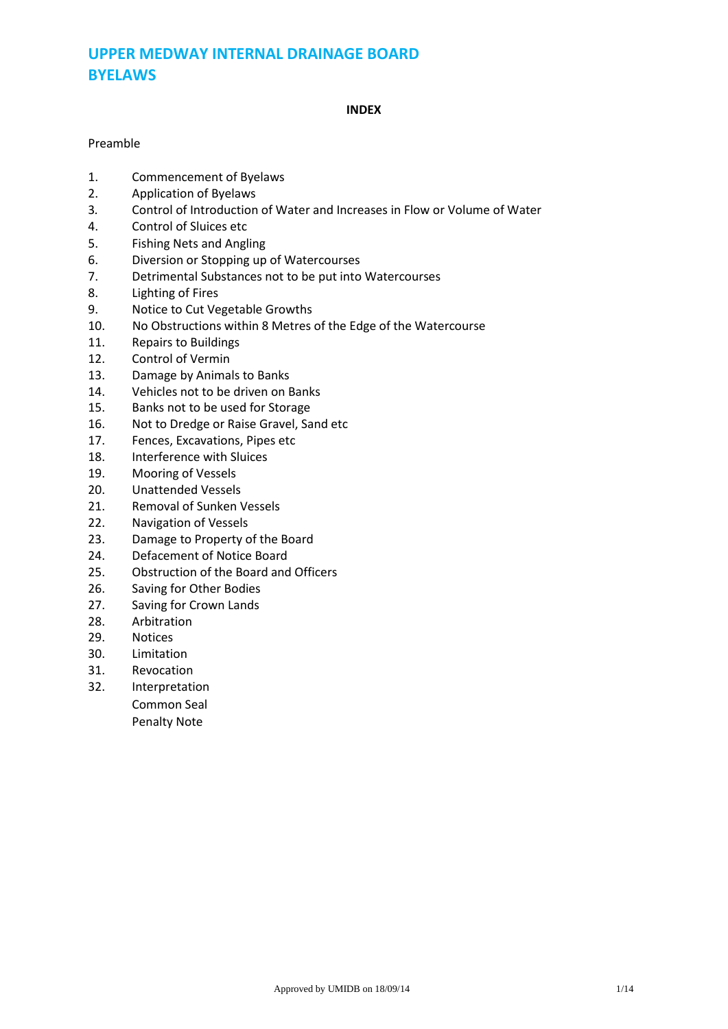# UPPER MEDWAY INTERNAL DRAINAGE BOARD BYELAWS

**INDEX**

Preamble

1. Commencement of Byelaws
2. Application of Byelaws
3. Control of Introduction of Water and Increases in Flow or Volume of Water
4. Control of Sluices etc
5. Fishing Nets and Angling
6. Diversion or Stopping up of Watercourses
7. Detrimental Substances not to be put into Watercourses
8. Lighting of Fires
9. Notice to Cut Vegetable Growths
10. No Obstructions within 8 Metres of the Edge of the Watercourse
11. Repairs to Buildings
12. Control of Vermin
13. Damage by Animals to Banks
14. Vehicles not to be driven on Banks
15. Banks not to be used for Storage
16. Not to Dredge or Raise Gravel, Sand etc
17. Fences, Excavations, Pipes etc
18. Interference with Sluices
19. Mooring of Vessels
20. Unattended Vessels
21. Removal of Sunken Vessels
22. Navigation of Vessels
23. Damage to Property of the Board
24. Defacement of Notice Board
25. Obstruction of the Board and Officers
26. Saving for Other Bodies
27. Saving for Crown Lands
28. Arbitration
29. Notices
30. Limitation
31. Revocation
32. Interpretation

Common Seal

Penalty Note

Approved by UMIDB on 18/09/14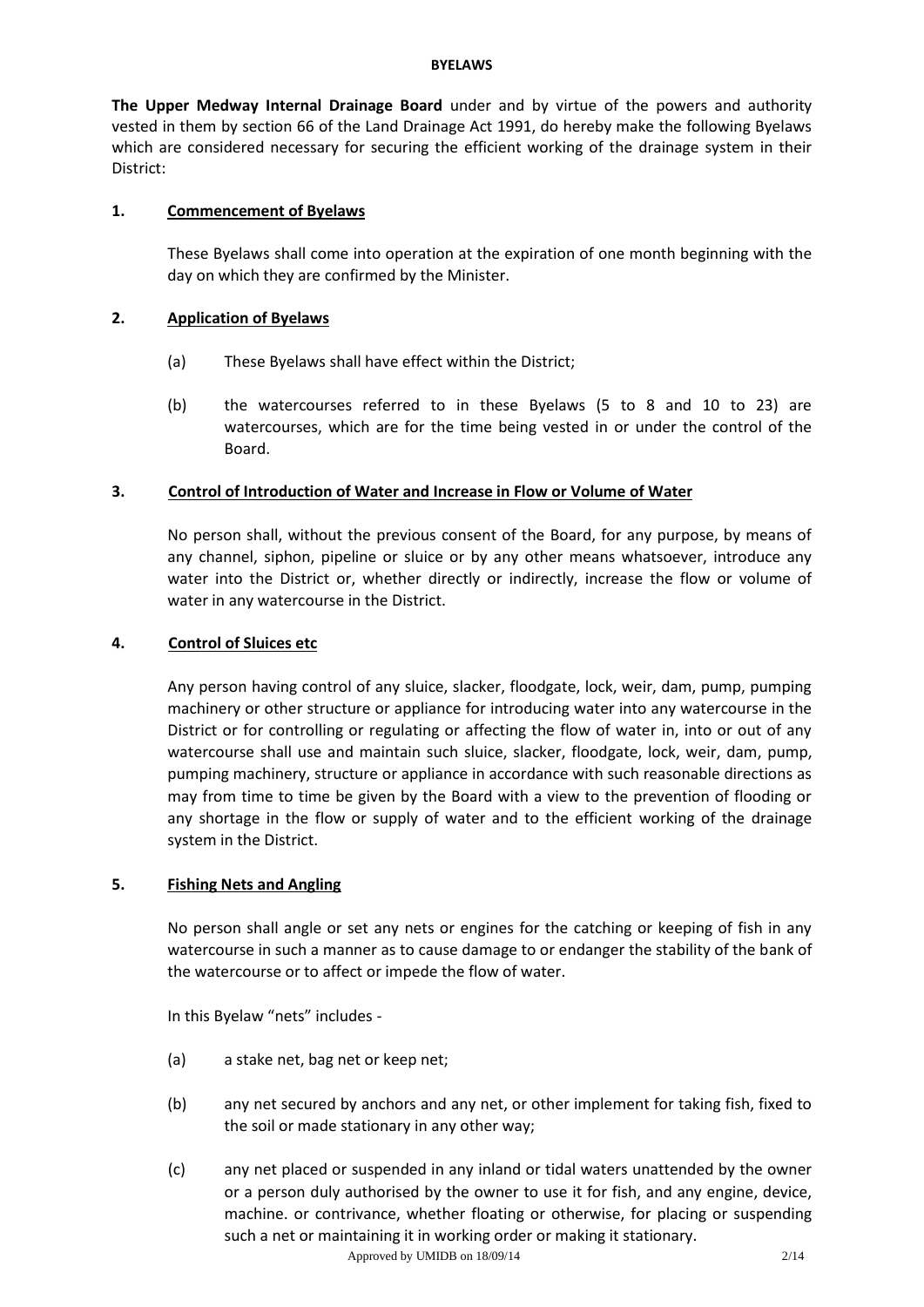# BYELAWS

**The Upper Medway Internal Drainage Board** under and by virtue of the powers and authority vested in them by section 66 of the Land Drainage Act 1991, do hereby make the following Byelaws which are considered necessary for securing the efficient working of the drainage system in their District:

## 1. Commencement of Byelaws

These Byelaws shall come into operation at the expiration of one month beginning with the day on which they are confirmed by the Minister.

## 2. Application of Byelaws

(a) These Byelaws shall have effect within the District;

(b) the watercourses referred to in these Byelaws (5 to 8 and 10 to 23) are watercourses, which are for the time being vested in or under the control of the Board.

## 3. Control of Introduction of Water and Increase in Flow or Volume of Water

No person shall, without the previous consent of the Board, for any purpose, by means of any channel, siphon, pipeline or sluice or by any other means whatsoever, introduce any water into the District or, whether directly or indirectly, increase the flow or volume of water in any watercourse in the District.

## 4. Control of Sluices etc

Any person having control of any sluice, slacker, floodgate, lock, weir, dam, pump, pumping machinery or other structure or appliance for introducing water into any watercourse in the District or for controlling or regulating or affecting the flow of water in, into or out of any watercourse shall use and maintain such sluice, slacker, floodgate, lock, weir, dam, pump, pumping machinery, structure or appliance in accordance with such reasonable directions as may from time to time be given by the Board with a view to the prevention of flooding or any shortage in the flow or supply of water and to the efficient working of the drainage system in the District.

## 5. Fishing Nets and Angling

No person shall angle or set any nets or engines for the catching or keeping of fish in any watercourse in such a manner as to cause damage to or endanger the stability of the bank of the watercourse or to affect or impede the flow of water.

In this Byelaw "nets" includes -

(a) a stake net, bag net or keep net;

(b) any net secured by anchors and any net, or other implement for taking fish, fixed to the soil or made stationary in any other way;

(c) any net placed or suspended in any inland or tidal waters unattended by the owner or a person duly authorised by the owner to use it for fish, and any engine, device, machine. or contrivance, whether floating or otherwise, for placing or suspending such a net or maintaining it in working order or making it stationary.

Approved by UMIDB on 18/09/14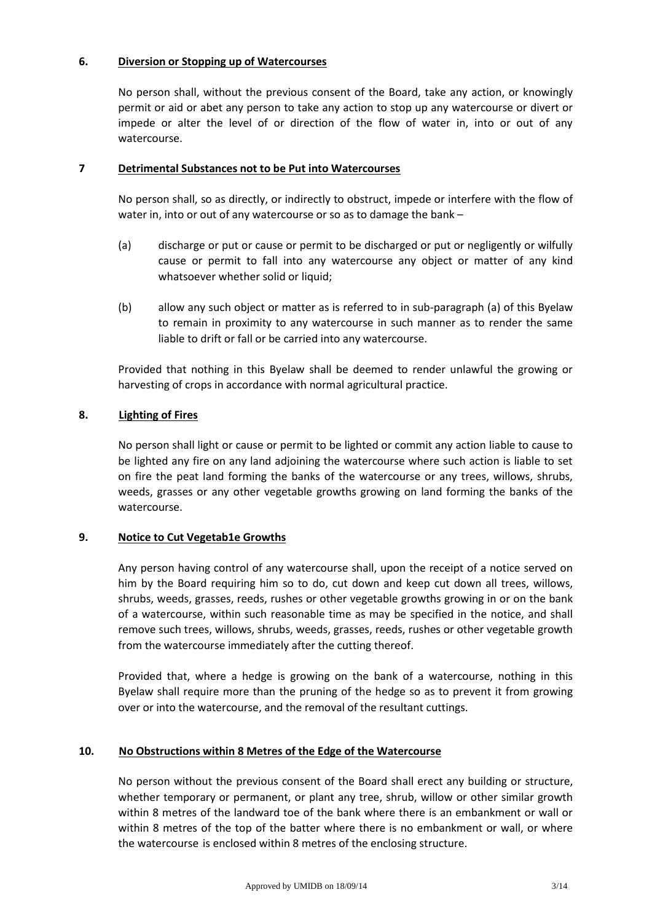## 6. Diversion or Stopping up of Watercourses

No person shall, without the previous consent of the Board, take any action, or knowingly permit or aid or abet any person to take any action to stop up any watercourse or divert or impede or alter the level of or direction of the flow of water in, into or out of any watercourse.

## 7 Detrimental Substances not to be Put into Watercourses

No person shall, so as directly, or indirectly to obstruct, impede or interfere with the flow of water in, into or out of any watercourse or so as to damage the bank –

(a) discharge or put or cause or permit to be discharged or put or negligently or wilfully cause or permit to fall into any watercourse any object or matter of any kind whatsoever whether solid or liquid;

(b) allow any such object or matter as is referred to in sub-paragraph (a) of this Byelaw to remain in proximity to any watercourse in such manner as to render the same liable to drift or fall or be carried into any watercourse.

Provided that nothing in this Byelaw shall be deemed to render unlawful the growing or harvesting of crops in accordance with normal agricultural practice.

## 8. Lighting of Fires

No person shall light or cause or permit to be lighted or commit any action liable to cause to be lighted any fire on any land adjoining the watercourse where such action is liable to set on fire the peat land forming the banks of the watercourse or any trees, willows, shrubs, weeds, grasses or any other vegetable growths growing on land forming the banks of the watercourse.

## 9. Notice to Cut Vegetab1e Growths

Any person having control of any watercourse shall, upon the receipt of a notice served on him by the Board requiring him so to do, cut down and keep cut down all trees, willows, shrubs, weeds, grasses, reeds, rushes or other vegetable growths growing in or on the bank of a watercourse, within such reasonable time as may be specified in the notice, and shall remove such trees, willows, shrubs, weeds, grasses, reeds, rushes or other vegetable growth from the watercourse immediately after the cutting thereof.

Provided that, where a hedge is growing on the bank of a watercourse, nothing in this Byelaw shall require more than the pruning of the hedge so as to prevent it from growing over or into the watercourse, and the removal of the resultant cuttings.

## 10. No Obstructions within 8 Metres of the Edge of the Watercourse

No person without the previous consent of the Board shall erect any building or structure, whether temporary or permanent, or plant any tree, shrub, willow or other similar growth within 8 metres of the landward toe of the bank where there is an embankment or wall or within 8 metres of the top of the batter where there is no embankment or wall, or where the watercourse is enclosed within 8 metres of the enclosing structure.

Approved by UMIDB on 18/09/14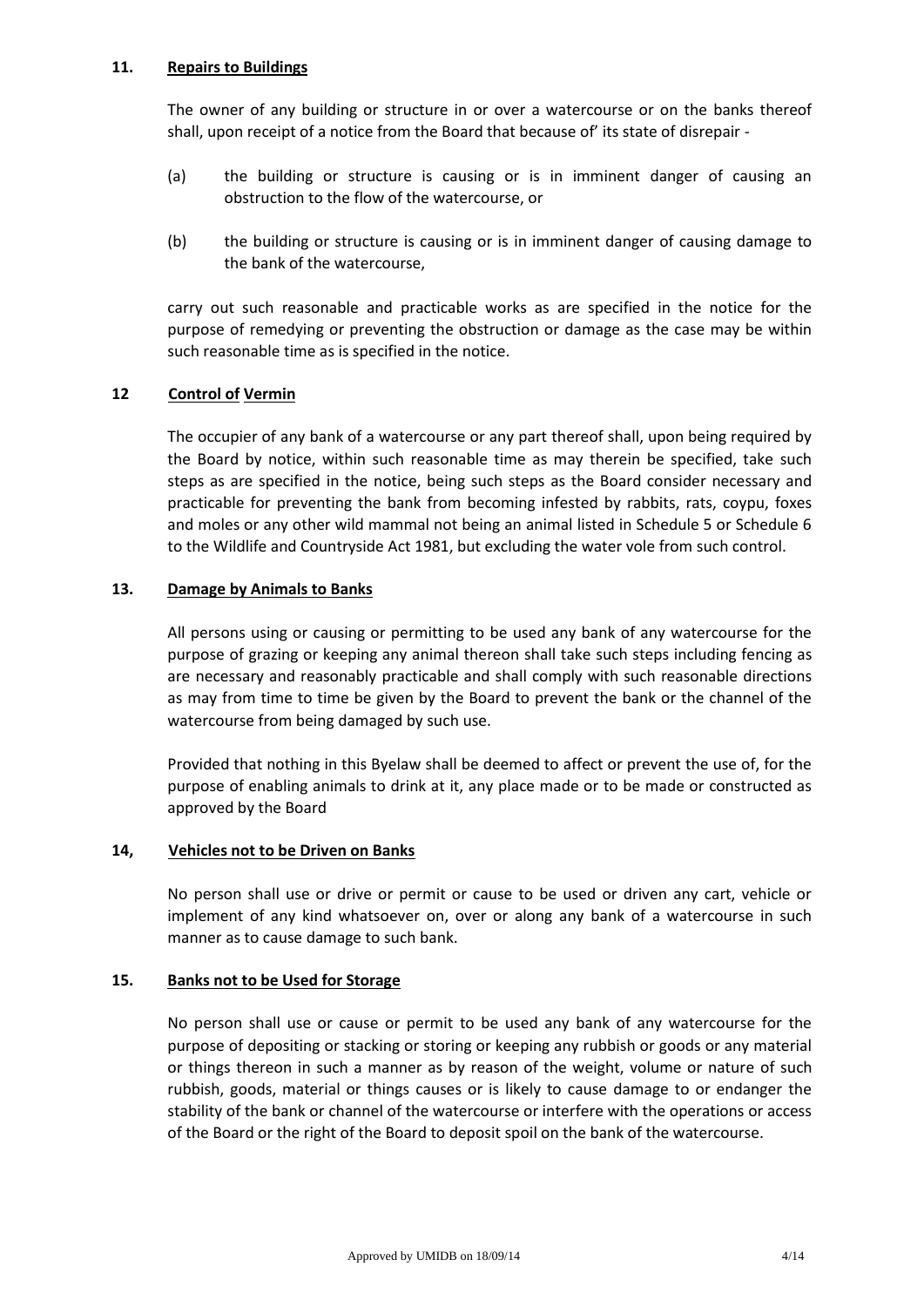## 11. Repairs to Buildings

The owner of any building or structure in or over a watercourse or on the banks thereof shall, upon receipt of a notice from the Board that because of' its state of disrepair -

(a) the building or structure is causing or is in imminent danger of causing an obstruction to the flow of the watercourse, or

(b) the building or structure is causing or is in imminent danger of causing damage to the bank of the watercourse,

carry out such reasonable and practicable works as are specified in the notice for the purpose of remedying or preventing the obstruction or damage as the case may be within such reasonable time as is specified in the notice.

## 12 Control of Vermin

The occupier of any bank of a watercourse or any part thereof shall, upon being required by the Board by notice, within such reasonable time as may therein be specified, take such steps as are specified in the notice, being such steps as the Board consider necessary and practicable for preventing the bank from becoming infested by rabbits, rats, coypu, foxes and moles or any other wild mammal not being an animal listed in Schedule 5 or Schedule 6 to the Wildlife and Countryside Act 1981, but excluding the water vole from such control.

## 13. Damage by Animals to Banks

All persons using or causing or permitting to be used any bank of any watercourse for the purpose of grazing or keeping any animal thereon shall take such steps including fencing as are necessary and reasonably practicable and shall comply with such reasonable directions as may from time to time be given by the Board to prevent the bank or the channel of the watercourse from being damaged by such use.

Provided that nothing in this Byelaw shall be deemed to affect or prevent the use of, for the purpose of enabling animals to drink at it, any place made or to be made or constructed as approved by the Board

## 14, Vehicles not to be Driven on Banks

No person shall use or drive or permit or cause to be used or driven any cart, vehicle or implement of any kind whatsoever on, over or along any bank of a watercourse in such manner as to cause damage to such bank.

## 15. Banks not to be Used for Storage

No person shall use or cause or permit to be used any bank of any watercourse for the purpose of depositing or stacking or storing or keeping any rubbish or goods or any material or things thereon in such a manner as by reason of the weight, volume or nature of such rubbish, goods, material or things causes or is likely to cause damage to or endanger the stability of the bank or channel of the watercourse or interfere with the operations or access of the Board or the right of the Board to deposit spoil on the bank of the watercourse.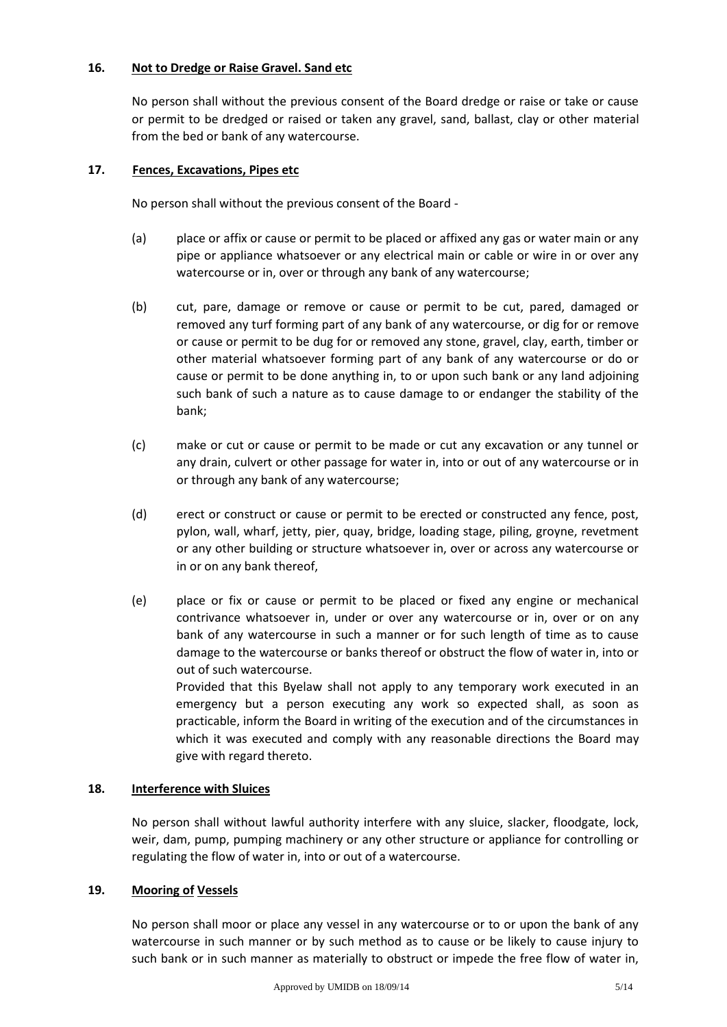**16. Not to Dredge or Raise Gravel. Sand etc**

No person shall without the previous consent of the Board dredge or raise or take or cause or permit to be dredged or raised or taken any gravel, sand, ballast, clay or other material from the bed or bank of any watercourse.

**17. Fences, Excavations, Pipes etc**

No person shall without the previous consent of the Board -

(a) place or affix or cause or permit to be placed or affixed any gas or water main or any pipe or appliance whatsoever or any electrical main or cable or wire in or over any watercourse or in, over or through any bank of any watercourse;

(b) cut, pare, damage or remove or cause or permit to be cut, pared, damaged or removed any turf forming part of any bank of any watercourse, or dig for or remove or cause or permit to be dug for or removed any stone, gravel, clay, earth, timber or other material whatsoever forming part of any bank of any watercourse or do or cause or permit to be done anything in, to or upon such bank or any land adjoining such bank of such a nature as to cause damage to or endanger the stability of the bank;

(c) make or cut or cause or permit to be made or cut any excavation or any tunnel or any drain, culvert or other passage for water in, into or out of any watercourse or in or through any bank of any watercourse;

(d) erect or construct or cause or permit to be erected or constructed any fence, post, pylon, wall, wharf, jetty, pier, quay, bridge, loading stage, piling, groyne, revetment or any other building or structure whatsoever in, over or across any watercourse or in or on any bank thereof,

(e) place or fix or cause or permit to be placed or fixed any engine or mechanical contrivance whatsoever in, under or over any watercourse or in, over or on any bank of any watercourse in such a manner or for such length of time as to cause damage to the watercourse or banks thereof or obstruct the flow of water in, into or out of such watercourse.

Provided that this Byelaw shall not apply to any temporary work executed in an emergency but a person executing any work so expected shall, as soon as practicable, inform the Board in writing of the execution and of the circumstances in which it was executed and comply with any reasonable directions the Board may give with regard thereto.

**18. Interference with Sluices**

No person shall without lawful authority interfere with any sluice, slacker, floodgate, lock, weir, dam, pump, pumping machinery or any other structure or appliance for controlling or regulating the flow of water in, into or out of a watercourse.

**19. Mooring of Vessels**

No person shall moor or place any vessel in any watercourse or to or upon the bank of any watercourse in such manner or by such method as to cause or be likely to cause injury to such bank or in such manner as materially to obstruct or impede the free flow of water in,

Approved by UMIDB on 18/09/14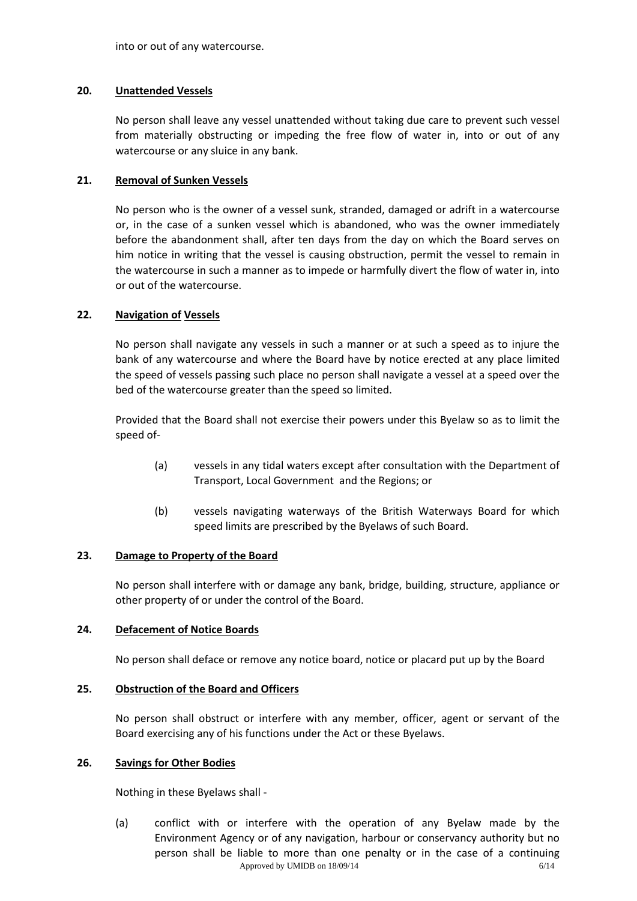into or out of any watercourse.

## 20. Unattended Vessels

No person shall leave any vessel unattended without taking due care to prevent such vessel from materially obstructing or impeding the free flow of water in, into or out of any watercourse or any sluice in any bank.

## 21. Removal of Sunken Vessels

No person who is the owner of a vessel sunk, stranded, damaged or adrift in a watercourse or, in the case of a sunken vessel which is abandoned, who was the owner immediately before the abandonment shall, after ten days from the day on which the Board serves on him notice in writing that the vessel is causing obstruction, permit the vessel to remain in the watercourse in such a manner as to impede or harmfully divert the flow of water in, into or out of the watercourse.

## 22. Navigation of Vessels

No person shall navigate any vessels in such a manner or at such a speed as to injure the bank of any watercourse and where the Board have by notice erected at any place limited the speed of vessels passing such place no person shall navigate a vessel at a speed over the bed of the watercourse greater than the speed so limited.

Provided that the Board shall not exercise their powers under this Byelaw so as to limit the speed of-

(a) vessels in any tidal waters except after consultation with the Department of Transport, Local Government and the Regions; or

(b) vessels navigating waterways of the British Waterways Board for which speed limits are prescribed by the Byelaws of such Board.

## 23. Damage to Property of the Board

No person shall interfere with or damage any bank, bridge, building, structure, appliance or other property of or under the control of the Board.

## 24. Defacement of Notice Boards

No person shall deface or remove any notice board, notice or placard put up by the Board

## 25. Obstruction of the Board and Officers

No person shall obstruct or interfere with any member, officer, agent or servant of the Board exercising any of his functions under the Act or these Byelaws.

## 26. Savings for Other Bodies

Nothing in these Byelaws shall -

(a) conflict with or interfere with the operation of any Byelaw made by the Environment Agency or of any navigation, harbour or conservancy authority but no person shall be liable to more than one penalty or in the case of a continuing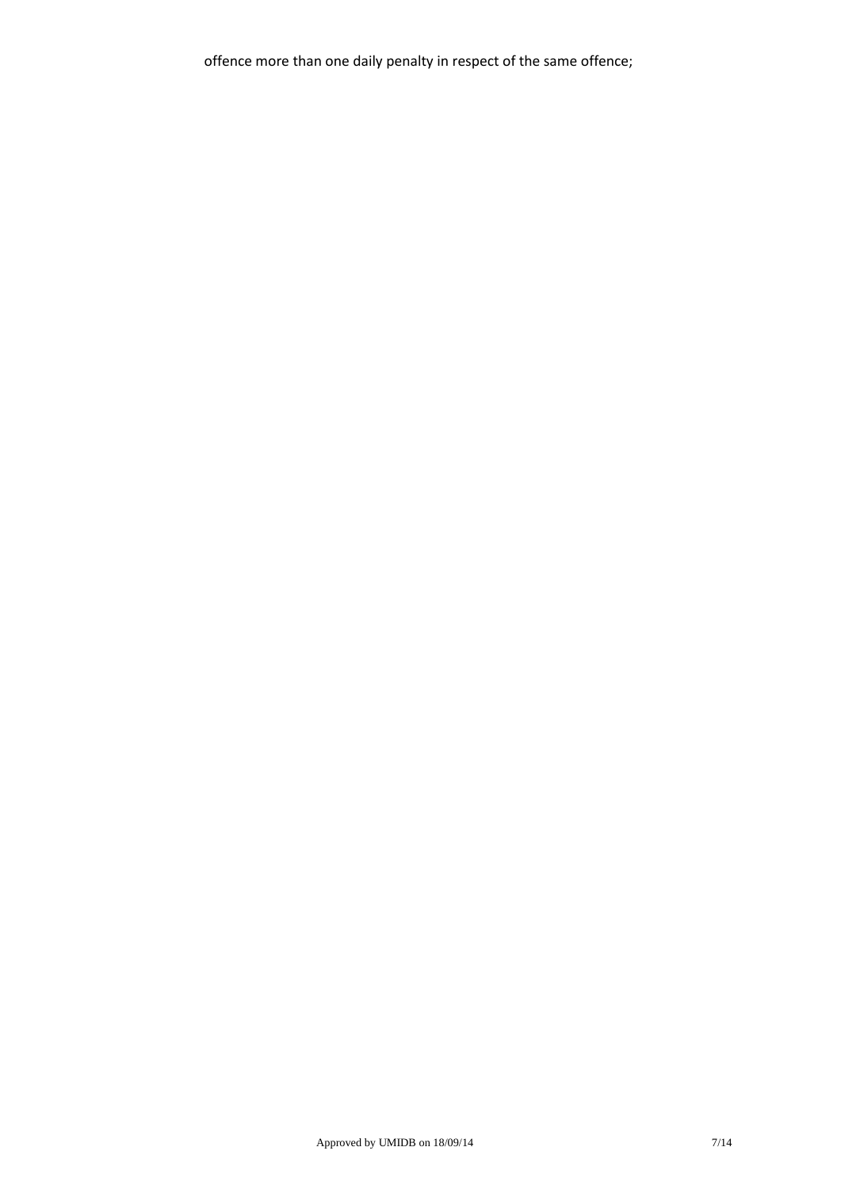offence more than one daily penalty in respect of the same offence;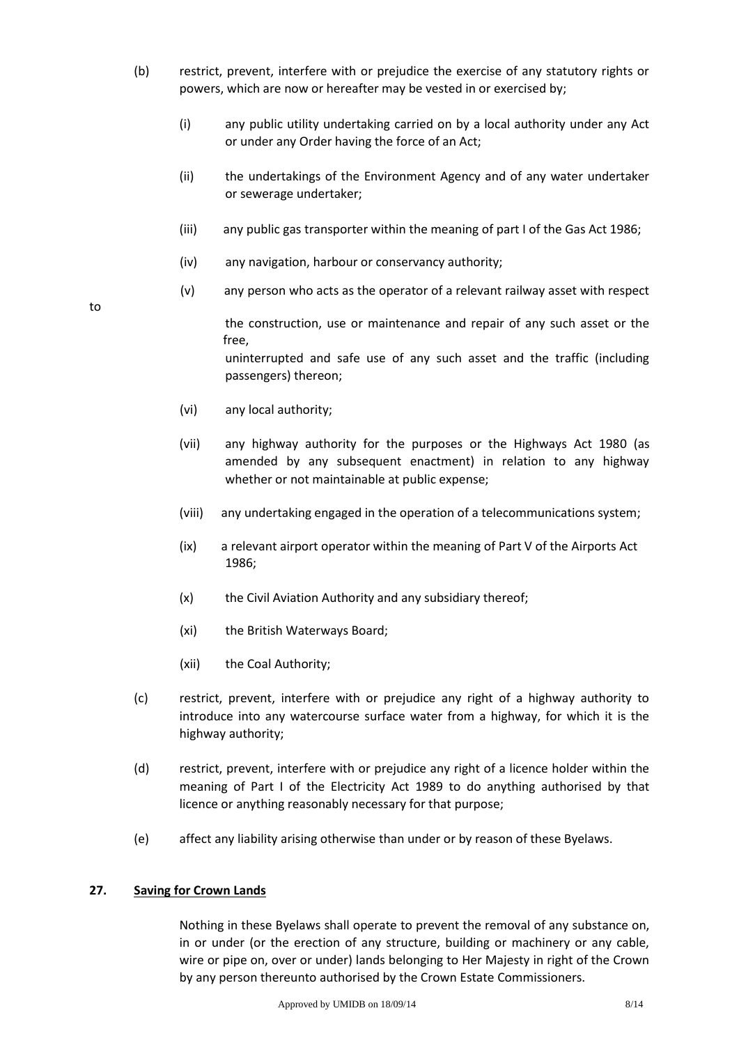(b) restrict, prevent, interfere with or prejudice the exercise of any statutory rights or powers, which are now or hereafter may be vested in or exercised by;

   (i) any public utility undertaking carried on by a local authority under any Act or under any Order having the force of an Act;

   (ii) the undertakings of the Environment Agency and of any water undertaker or sewerage undertaker;

   (iii) any public gas transporter within the meaning of part I of the Gas Act 1986;

   (iv) any navigation, harbour or conservancy authority;

   (v) any person who acts as the operator of a relevant railway asset with respect to the construction, use or maintenance and repair of any such asset or the free, uninterrupted and safe use of any such asset and the traffic (including passengers) thereon;

   (vi) any local authority;

   (vii) any highway authority for the purposes or the Highways Act 1980 (as amended by any subsequent enactment) in relation to any highway whether or not maintainable at public expense;

   (viii) any undertaking engaged in the operation of a telecommunications system;

   (ix) a relevant airport operator within the meaning of Part V of the Airports Act 1986;

   (x) the Civil Aviation Authority and any subsidiary thereof;

   (xi) the British Waterways Board;

   (xii) the Coal Authority;

(c) restrict, prevent, interfere with or prejudice any right of a highway authority to introduce into any watercourse surface water from a highway, for which it is the highway authority;

(d) restrict, prevent, interfere with or prejudice any right of a licence holder within the meaning of Part I of the Electricity Act 1989 to do anything authorised by that licence or anything reasonably necessary for that purpose;

(e) affect any liability arising otherwise than under or by reason of these Byelaws.

## 27. Saving for Crown Lands

Nothing in these Byelaws shall operate to prevent the removal of any substance on, in or under (or the erection of any structure, building or machinery or any cable, wire or pipe on, over or under) lands belonging to Her Majesty in right of the Crown by any person thereunto authorised by the Crown Estate Commissioners.

Approved by UMIDB on 18/09/14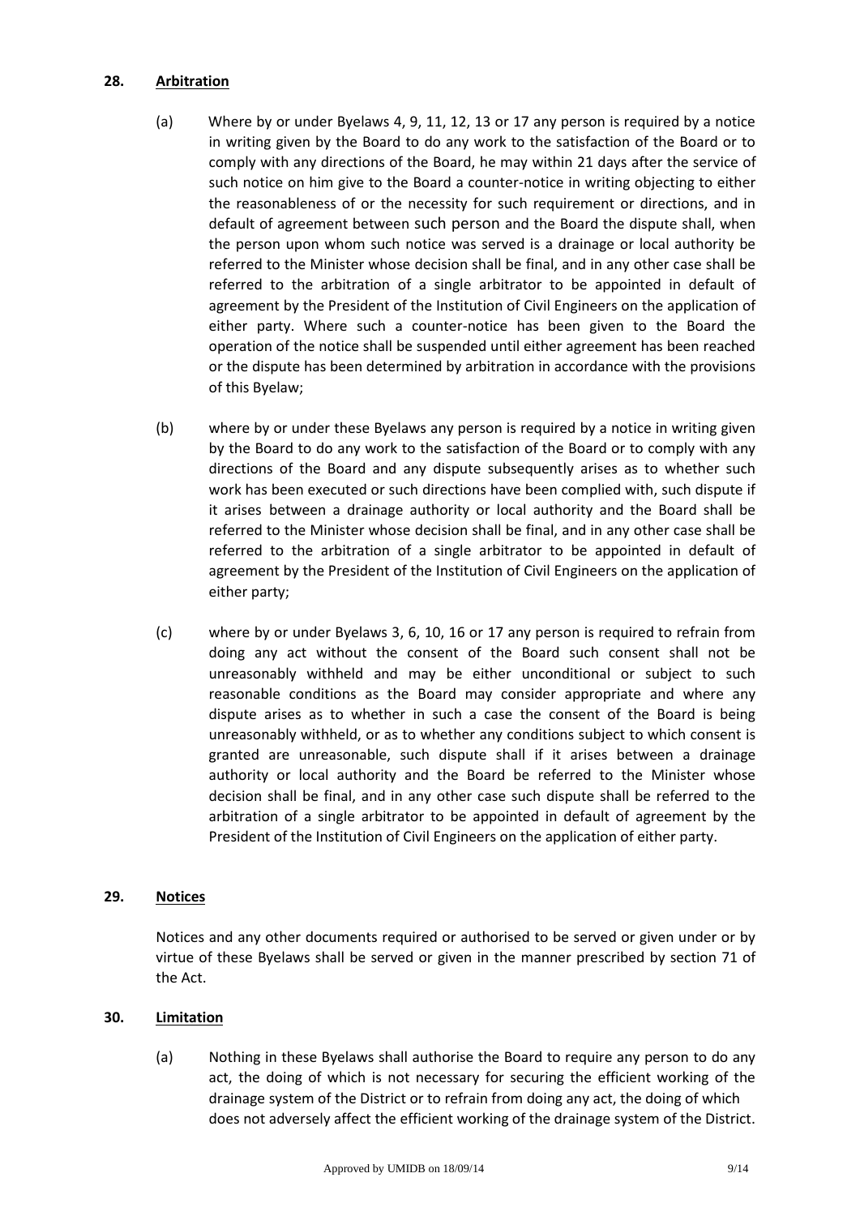## 28. Arbitration

(a) Where by or under Byelaws 4, 9, 11, 12, 13 or 17 any person is required by a notice in writing given by the Board to do any work to the satisfaction of the Board or to comply with any directions of the Board, he may within 21 days after the service of such notice on him give to the Board a counter-notice in writing objecting to either the reasonableness of or the necessity for such requirement or directions, and in default of agreement between such person and the Board the dispute shall, when the person upon whom such notice was served is a drainage or local authority be referred to the Minister whose decision shall be final, and in any other case shall be referred to the arbitration of a single arbitrator to be appointed in default of agreement by the President of the Institution of Civil Engineers on the application of either party. Where such a counter-notice has been given to the Board the operation of the notice shall be suspended until either agreement has been reached or the dispute has been determined by arbitration in accordance with the provisions of this Byelaw;

(b) where by or under these Byelaws any person is required by a notice in writing given by the Board to do any work to the satisfaction of the Board or to comply with any directions of the Board and any dispute subsequently arises as to whether such work has been executed or such directions have been complied with, such dispute if it arises between a drainage authority or local authority and the Board shall be referred to the Minister whose decision shall be final, and in any other case shall be referred to the arbitration of a single arbitrator to be appointed in default of agreement by the President of the Institution of Civil Engineers on the application of either party;

(c) where by or under Byelaws 3, 6, 10, 16 or 17 any person is required to refrain from doing any act without the consent of the Board such consent shall not be unreasonably withheld and may be either unconditional or subject to such reasonable conditions as the Board may consider appropriate and where any dispute arises as to whether in such a case the consent of the Board is being unreasonably withheld, or as to whether any conditions subject to which consent is granted are unreasonable, such dispute shall if it arises between a drainage authority or local authority and the Board be referred to the Minister whose decision shall be final, and in any other case such dispute shall be referred to the arbitration of a single arbitrator to be appointed in default of agreement by the President of the Institution of Civil Engineers on the application of either party.

## 29. Notices

Notices and any other documents required or authorised to be served or given under or by virtue of these Byelaws shall be served or given in the manner prescribed by section 71 of the Act.

## 30. Limitation

(a) Nothing in these Byelaws shall authorise the Board to require any person to do any act, the doing of which is not necessary for securing the efficient working of the drainage system of the District or to refrain from doing any act, the doing of which does not adversely affect the efficient working of the drainage system of the District.

Approved by UMIDB on 18/09/14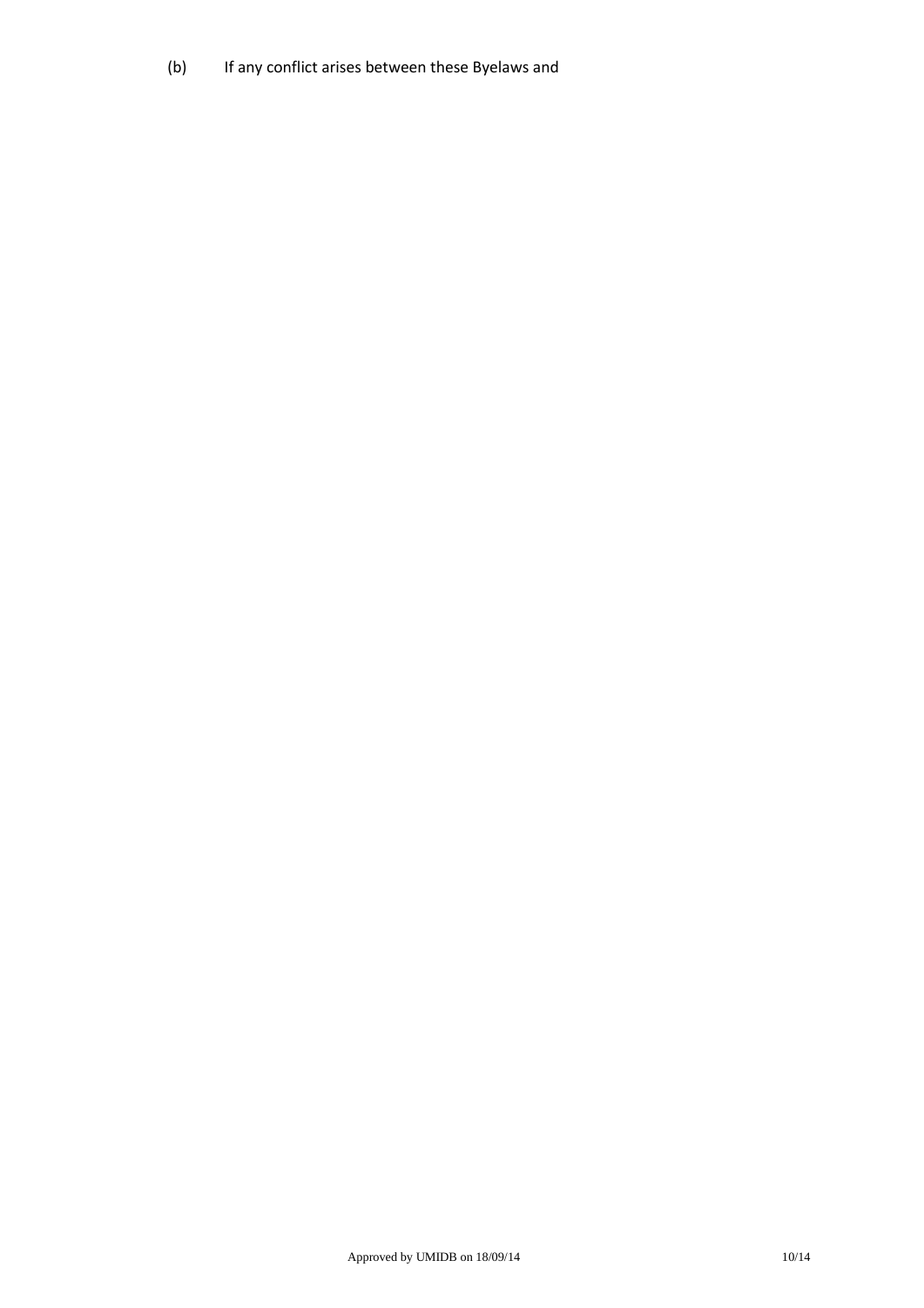(b) If any conflict arises between these Byelaws and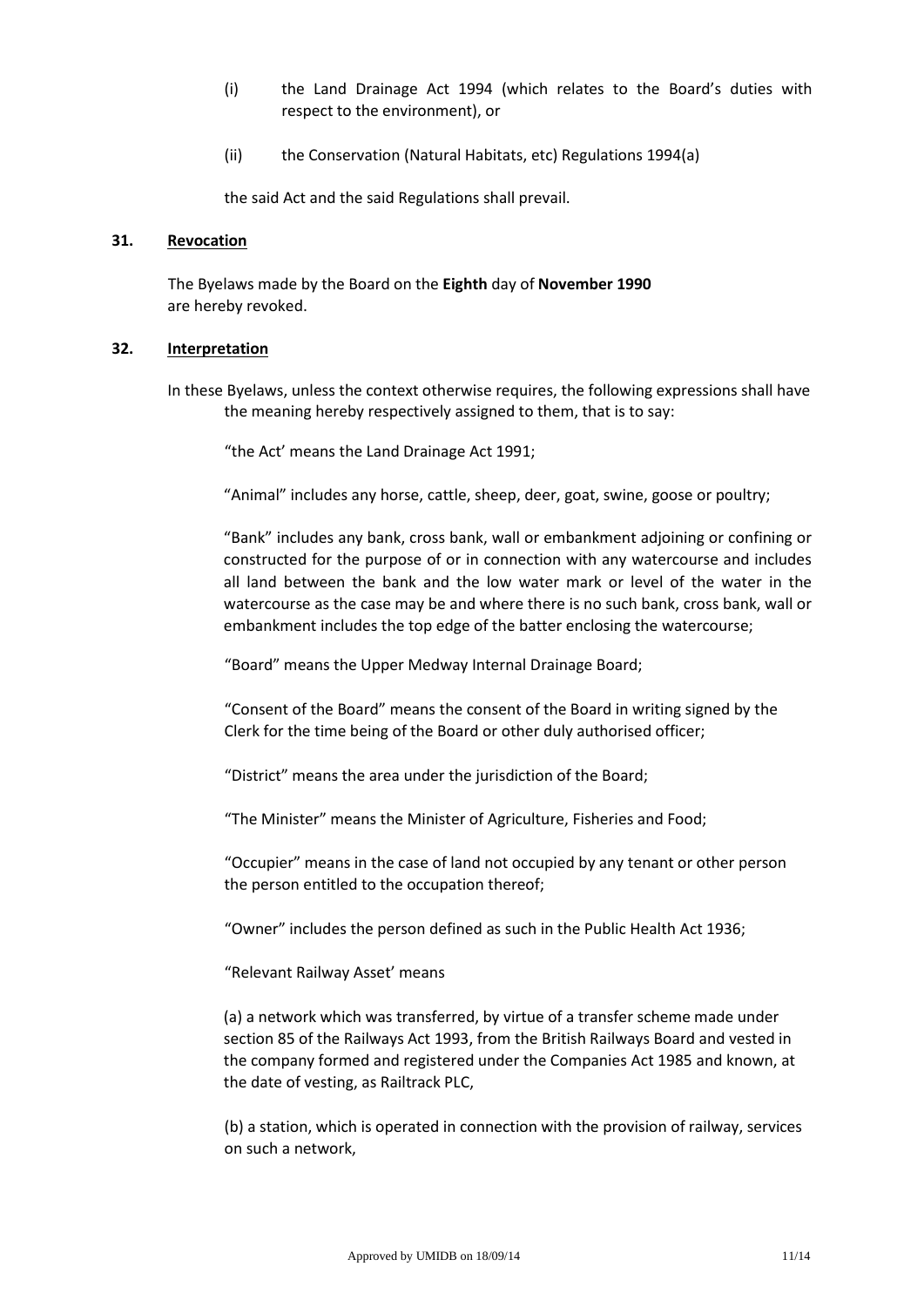(i) the Land Drainage Act 1994 (which relates to the Board's duties with respect to the environment), or

(ii) the Conservation (Natural Habitats, etc) Regulations 1994(a)

the said Act and the said Regulations shall prevail.

**31. Revocation**

The Byelaws made by the Board on the **Eighth** day of **November 1990** are hereby revoked.

**32. Interpretation**

In these Byelaws, unless the context otherwise requires, the following expressions shall have the meaning hereby respectively assigned to them, that is to say:

"the Act' means the Land Drainage Act 1991;

"Animal" includes any horse, cattle, sheep, deer, goat, swine, goose or poultry;

"Bank" includes any bank, cross bank, wall or embankment adjoining or confining or constructed for the purpose of or in connection with any watercourse and includes all land between the bank and the low water mark or level of the water in the watercourse as the case may be and where there is no such bank, cross bank, wall or embankment includes the top edge of the batter enclosing the watercourse;

"Board" means the Upper Medway Internal Drainage Board;

"Consent of the Board" means the consent of the Board in writing signed by the Clerk for the time being of the Board or other duly authorised officer;

"District" means the area under the jurisdiction of the Board;

"The Minister" means the Minister of Agriculture, Fisheries and Food;

"Occupier" means in the case of land not occupied by any tenant or other person the person entitled to the occupation thereof;

"Owner" includes the person defined as such in the Public Health Act 1936;

"Relevant Railway Asset' means

(a) a network which was transferred, by virtue of a transfer scheme made under section 85 of the Railways Act 1993, from the British Railways Board and vested in the company formed and registered under the Companies Act 1985 and known, at the date of vesting, as Railtrack PLC,

(b) a station, which is operated in connection with the provision of railway, services on such a network,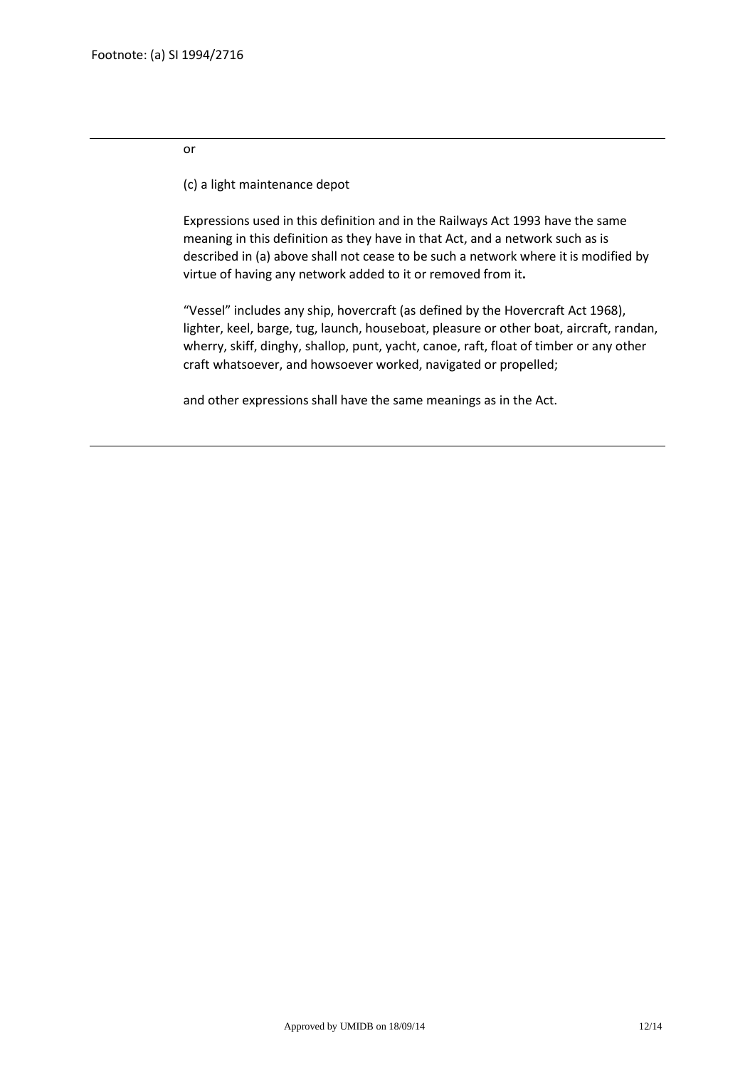Footnote: (a) SI 1994/2716

---

or

(c) a light maintenance depot

Expressions used in this definition and in the Railways Act 1993 have the same meaning in this definition as they have in that Act, and a network such as is described in (a) above shall not cease to be such a network where it is modified by virtue of having any network added to it or removed from it.

"Vessel" includes any ship, hovercraft (as defined by the Hovercraft Act 1968), lighter, keel, barge, tug, launch, houseboat, pleasure or other boat, aircraft, randan, wherry, skiff, dinghy, shallop, punt, yacht, canoe, raft, float of timber or any other craft whatsoever, and howsoever worked, navigated or propelled;

and other expressions shall have the same meanings as in the Act.

---

Approved by UMIDB on 18/09/14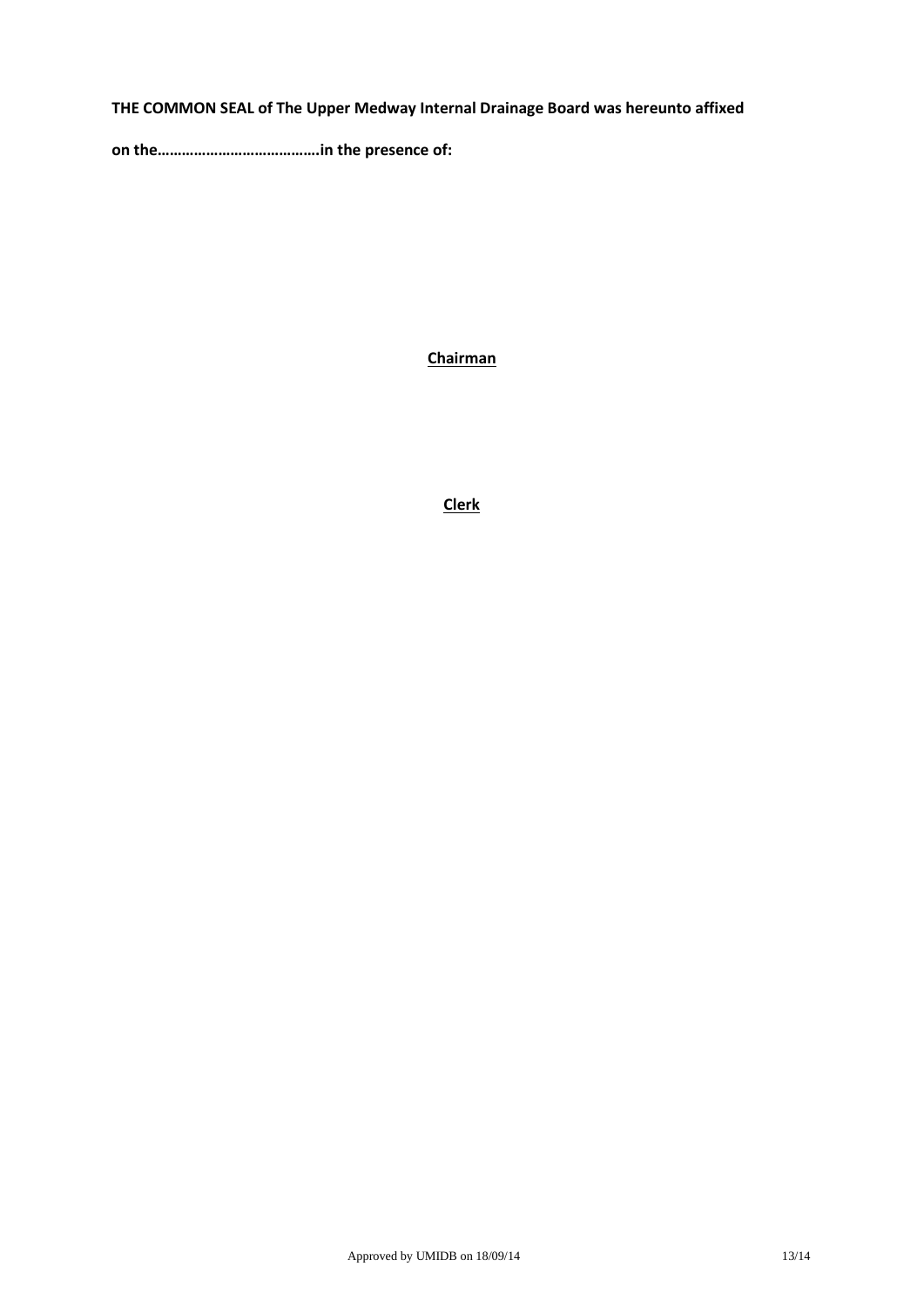**THE COMMON SEAL of The Upper Medway Internal Drainage Board was hereunto affixed**

**on the………………………………….in the presence of:**

**Chairman**

**Clerk**

Approved by UMIDB on 18/09/14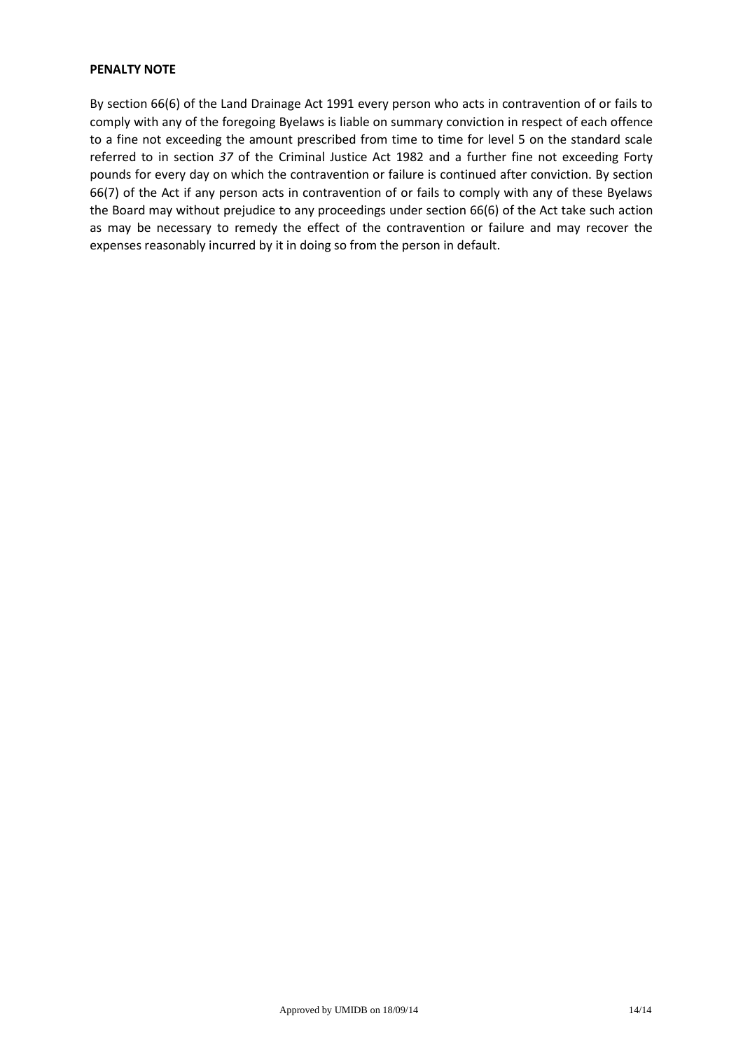**PENALTY NOTE**

By section 66(6) of the Land Drainage Act 1991 every person who acts in contravention of or fails to comply with any of the foregoing Byelaws is liable on summary conviction in respect of each offence to a fine not exceeding the amount prescribed from time to time for level 5 on the standard scale referred to in section *37* of the Criminal Justice Act 1982 and a further fine not exceeding Forty pounds for every day on which the contravention or failure is continued after conviction. By section 66(7) of the Act if any person acts in contravention of or fails to comply with any of these Byelaws the Board may without prejudice to any proceedings under section 66(6) of the Act take such action as may be necessary to remedy the effect of the contravention or failure and may recover the expenses reasonably incurred by it in doing so from the person in default.

Approved by UMIDB on 18/09/14